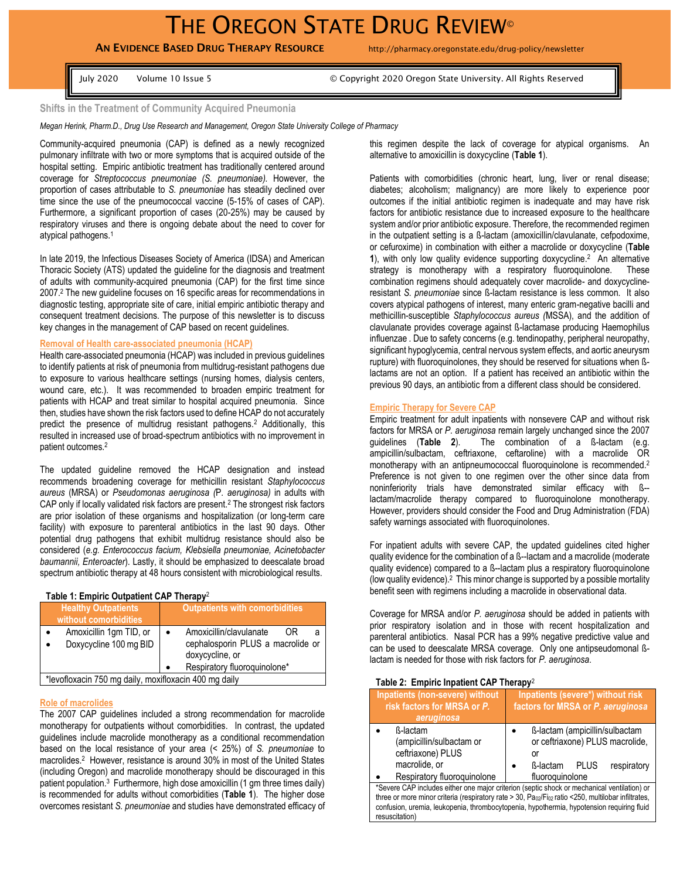# THE OREGON STATE DRUG REVIEW©

**AN EVIDENCE BASED DRUG THERAPY RESOURCE** http://pharmacy.oregonstate.edu/drug-policy/newsletter

July 2020 Volume 10 Issue 5 © Copyright 2020 Oregon State University. All Rights Reserved

## Shifts in the Treatment of Community Acquired Pneumonia

*Megan Herink, Pharm.D., Drug Use Research and Management, Oregon State University College of Pharmacy*

Community-acquired pneumonia (CAP) is defined as a newly recognized pulmonary infiltrate with two or more symptoms that is acquired outside of the hospital setting. Empiric antibiotic treatment has traditionally centered around coverage for *Streptococcus pneumoniae (S. pneumoniae).* However, the proportion of cases attributable to *S. pneumoniae* has steadily declined over time since the use of the pneumococcal vaccine (5-15% of cases of CAP). Furthermore, a significant proportion of cases (20-25%) may be caused by respiratory viruses and there is ongoing debate about the need to cover for atypical pathogens.[1]

In late 2019, the Infectious Diseases Society of America (IDSA) and American Thoracic Society (ATS) updated the guideline for the diagnosis and treatment of adults with community-acquired pneumonia (CAP) for the first time since 2007.[2] The new guideline focuses on 16 specific areas for recommendations in diagnostic testing, appropriate site of care, initial empiric antibiotic therapy and consequent treatment decisions. The purpose of this newsletter is to discuss key changes in the management of CAP based on recent guidelines.

### Removal of Health care-associated pneumonia (HCAP)

Health care-associated pneumonia (HCAP) was included in previous guidelines to identify patients at risk of pneumonia from multidrug-resistant pathogens due to exposure to various healthcare settings (nursing homes, dialysis centers, wound care, etc.). It was recommended to broaden empiric treatment for patients with HCAP and treat similar to hospital acquired pneumonia. Since then, studies have shown the risk factors used to define HCAP do not accurately predict the presence of multidrug resistant pathogens.[2] Additionally, this resulted in increased use of broad-spectrum antibiotics with no improvement in patient outcomes.[2]

The updated guideline removed the HCAP designation and instead recommends broadening coverage for methicillin resistant *Staphylococcus aureus* (MRSA) or *Pseudomonas aeruginosa (*P. *aeruginosa)* in adults with CAP only if locally validated risk factors are present.[2] The strongest risk factors are prior isolation of these organisms and hospitalization (or long-term care facility) with exposure to parenteral antibiotics in the last 90 days. Other potential drug pathogens that exhibit multidrug resistance should also be considered (*e.g. Enterococcus facium, Klebsiella pneumoniae, Acinetobacter baumannii, Enteroacter*). Lastly, it should be emphasized to deescalate broad spectrum antibiotic therapy at 48 hours consistent with microbiological results.

**Table 1: Empiric Outpatient CAP Therapy**[2]

| Healthy Outpatients without comorbidities | Outpatients with comorbidities |
|---|---|
| • Amoxicillin 1gm TID, or<br>• Doxycycline 100 mg BID | • Amoxicillin/clavulanate OR a cephalosporin PLUS a macrolide or doxycycline, or<br>• Respiratory fluoroquinolone* |
| *levofloxacin 750 mg daily, moxifloxacin 400 mg daily | |

### Role of macrolides

The 2007 CAP guidelines included a strong recommendation for macrolide monotherapy for outpatients without comorbities. In contrast, the updated guidelines include macrolide monotherapy as a conditional recommendation based on the local resistance of your area (< 25%) of *S. pneumoniae* to macrolides.[2] However, resistance is around 30% in most of the United States (including Oregon) and macrolide monotherapy should be discouraged in this patient population.[3] Furthermore, high dose amoxicillin (1 gm three times daily) is recommended for adults without comorbidities (**Table 1**). The higher dose overcomes resistant *S. pneumoniae* and studies have demonstrated efficacy of this regimen despite the lack of coverage for atypical organisms. An alternative to amoxicillin is doxycycline (**Table 1**).

Patients with comorbidities (chronic heart, lung, liver or renal disease; diabetes; alcoholism; malignancy) are more likely to experience poor outcomes if the initial antibiotic regimen is inadequate and may have risk factors for antibiotic resistance due to increased exposure to the healthcare system and/or prior antibiotic exposure. Therefore, the recommended regimen in the outpatient setting is a ß-lactam (amoxicillin/clavulanate, cefpodoxime, or cefuroxime) in combination with either a macrolide or doxycycline (**Table 1**), with only low quality evidence supporting doxycycline.[2] An alternative strategy is monotherapy with a respiratory fluoroquinolone. These combination regimens should adequately cover macrolide- and doxycycline-resistant *S. pneumoniae* since ß-lactam resistance is less common. It also covers atypical pathogens of interest, many enteric gram-negative bacilli and methicillin-susceptible *Staphylococcus aureus (*MSSA), and the addition of clavulanate provides coverage against ß-lactamase producing Haemophilus influenzae . Due to safety concerns (e.g. tendinopathy, peripheral neuropathy, significant hypoglycemia, central nervous system effects, and aortic aneurysm rupture) with fluoroquinolones, they should be reserved for situations when ß-lactams are not an option. If a patient has received an antibiotic within the previous 90 days, an antibiotic from a different class should be considered.

### Empiric Therapy for Severe CAP

Empiric treatment for adult inpatients with nonsevere CAP and without risk factors for MRSA or *P. aeruginosa* remain largely unchanged since the 2007 guidelines (**Table 2**). The combination of a ß-lactam (e.g. ampicillin/sulbactam, ceftriaxone, ceftaroline) with a macrolide OR monotherapy with an antipneumococcal fluoroquinolone is recommended.[2] Preference is not given to one regimen over the other since data from noninferiority trials have demonstrated similar efficacy with ß--lactam/macrolide therapy compared to fluoroquinolone monotherapy. However, providers should consider the Food and Drug Administration (FDA) safety warnings associated with fluoroquinolones.

For inpatient adults with severe CAP, the updated guidelines cited higher quality evidence for the combination of a ß--lactam and a macrolide (moderate quality evidence) compared to a ß--lactam plus a respiratory fluoroquinolone (low quality evidence).[2] This minor change is supported by a possible mortality benefit seen with regimens including a macrolide in observational data.

Coverage for MRSA and/or *P. aeruginosa* should be added in patients with prior respiratory isolation and in those with recent hospitalization and parenteral antibiotics. Nasal PCR has a 99% negative predictive value and can be used to deescalate MRSA coverage. Only one antipseudomonal ß-lactam is needed for those with risk factors for *P. aeruginosa.*

**Table 2: Empiric Inpatient CAP Therapy**[2]

| Inpatients (non-severe) without risk factors for MRSA or *P. aeruginosa* | Inpatients (severe*) without risk factors for MRSA or *P. aeruginosa* |
|---|---|
| • ß-lactam (ampicillin/sulbactam or ceftriaxone) PLUS macrolide, or<br>• Respiratory fluoroquinolone | • ß-lactam (ampicillin/sulbactam or ceftriaxone) PLUS macrolide, or<br>• ß-lactam PLUS respiratory fluoroquinolone |
| *Severe CAP includes either one major criterion (septic shock or mechanical ventilation) or three or more minor criteria (respiratory rate > 30, $Pa_{O2}/FI_{O2}$ ratio <250, multilobar infiltrates, confusion, uremia, leukopenia, thrombocytopenia, hypothermia, hypotension requiring fluid resuscitation) | |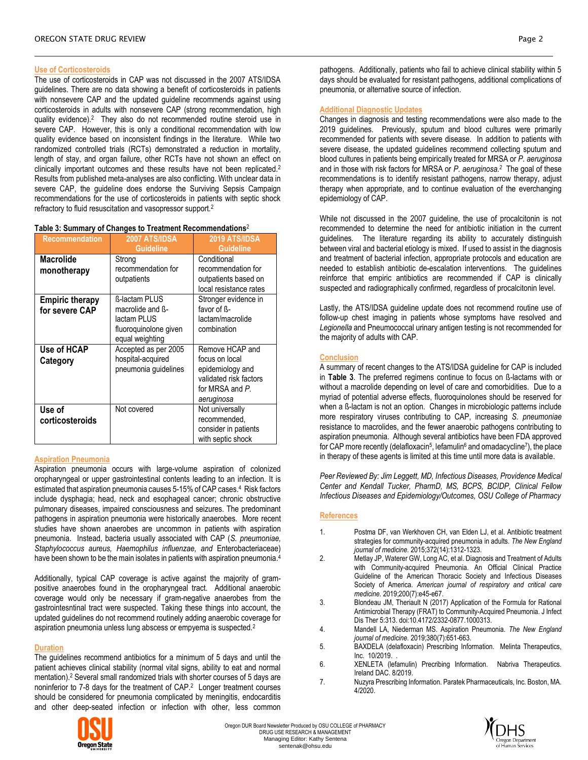## Use of Corticosteroids

The use of corticosteroids in CAP was not discussed in the 2007 ATS/IDSA guidelines. There are no data showing a benefit of corticosteroids in patients with nonsevere CAP and the updated guideline recommends against using corticosteroids in adults with nonsevere CAP (strong recommendation, high quality evidence).[2] They also do not recommended routine steroid use in severe CAP. However, this is only a conditional recommendation with low quality evidence based on inconsistent findings in the literature. While two randomized controlled trials (RCTs) demonstrated a reduction in mortality, length of stay, and organ failure, other RCTs have not shown an effect on clinically important outcomes and these results have not been replicated.[2] Results from published meta-analyses are also conflicting. With unclear data in severe CAP, the guideline does endorse the Surviving Sepsis Campaign recommendations for the use of corticosteroids in patients with septic shock refractory to fluid resuscitation and vasopressor support.[2]

**Table 3: Summary of Changes to Treatment Recommendations**[2]

| Recommendation | 2007 ATS/IDSA Guideline | 2019 ATS/IDSA Guideline |
|---|---|---|
| **Macrolide monotherapy** | Strong recommendation for outpatients | Conditional recommendation for outpatients based on local resistance rates |
| **Empiric therapy for severe CAP** | ß-lactam PLUS macrolide and ß-lactam PLUS fluoroquinolone given equal weighting | Stronger evidence in favor of ß-lactam/macrolide combination |
| **Use of HCAP Category** | Accepted as per 2005 hospital-acquired pneumonia guidelines | Remove HCAP and focus on local epidemiology and validated risk factors for MRSA and *P. aeruginosa* |
| **Use of corticosteroids** | Not covered | Not universally recommended, consider in patients with septic shock |

## Aspiration Pneumonia

Aspiration pneumonia occurs with large-volume aspiration of colonized oropharyngeal or upper gastrointestinal contents leading to an infection. It is estimated that aspiration pneumonia causes 5-15% of CAP cases.[4] Risk factors include dysphagia; head, neck and esophageal cancer; chronic obstructive pulmonary diseases, impaired consciousness and seizures. The predominant pathogens in aspiration pneumonia were historically anaerobes. More recent studies have shown anaerobes are uncommon in patients with aspiration pneumonia. Instead, bacteria usually associated with CAP (*S. pneumoniae, Staphylococcus aureus, Haemophilus influenzae, and* Enterobacteriaceae) have been shown to be the main isolates in patients with aspiration pneumonia.[4]

Additionally, typical CAP coverage is active against the majority of gram-positive anaerobes found in the oropharyngeal tract. Additional anaerobic coverage would only be necessary if gram-negative anaerobes from the gastrointesntinal tract were suspected. Taking these things into account, the updated guidelines do not recommend routinely adding anaerobic coverage for aspiration pneumonia unless lung abscess or empyema is suspected.[2]

## Duration

The guidelines recommend antibiotics for a minimum of 5 days and until the patient achieves clinical stability (normal vital signs, ability to eat and normal mentation).[2] Several small randomized trials with shorter courses of 5 days are noninferior to 7-8 days for the treatment of CAP.[2] Longer treatment courses should be considered for pneumonia complicated by meningitis, endocarditis and other deep-seated infection or infection with other, less common pathogens. Additionally, patients who fail to achieve clinical stability within 5 days should be evaluated for resistant pathogens, additional complications of pneumonia, or alternative source of infection.

## Additional Diagnostic Updates

Changes in diagnosis and testing recommendations were also made to the 2019 guidelines. Previously, sputum and blood cultures were primarily recommended for patients with severe disease. In addition to patients with severe disease, the updated guidelines recommend collecting sputum and blood cultures in patients being empirically treated for MRSA or *P. aeruginosa* and in those with risk factors for MRSA or *P. aeruginosa.*[2] The goal of these recommendations is to identify resistant pathogens, narrow therapy, adjust therapy when appropriate, and to continue evaluation of the everchanging epidemiology of CAP.

While not discussed in the 2007 guideline, the use of procalcitonin is not recommended to determine the need for antibiotic initiation in the current guidelines. The literature regarding its ability to accurately distinguish between viral and bacterial etiology is mixed. If used to assist in the diagnosis and treatment of bacterial infection, appropriate protocols and education are needed to establish antibiotic de-escalation interventions. The guidelines reinforce that empiric antibiotics are recommended if CAP is clinically suspected and radiographically confirmed, regardless of procalcitonin level.

Lastly, the ATS/IDSA guideline update does not recommend routine use of follow-up chest imaging in patients whose symptoms have resolved and *Legionella* and Pneumococcal urinary antigen testing is not recommended for the majority of adults with CAP.

## Conclusion

A summary of recent changes to the ATS/IDSA guideline for CAP is included in **Table 3**. The preferred regimens continue to focus on ß-lactams with or without a macrolide depending on level of care and comorbidities. Due to a myriad of potential adverse effects, fluoroquinolones should be reserved for when a ß-lactam is not an option. Changes in microbiologic patterns include more respiratory viruses contributing to CAP, increasing *S. pneumoniae* resistance to macrolides, and the fewer anaerobic pathogens contributing to aspiration pneumonia. Although several antibiotics have been FDA approved for CAP more recently (delafloxacin[5], lefamulin[6] and omadacycline[7]), the place in therapy of these agents is limited at this time until more data is available.

*Peer Reviewed By: Jim Leggett, MD, Infectious Diseases, Providence Medical Center and Kendall Tucker, PharmD, MS, BCPS, BCIDP, Clinical Fellow Infectious Diseases and Epidemiology/Outcomes, OSU College of Pharmacy*

## References

1. Postma DF, van Werkhoven CH, van Elden LJ, et al. Antibiotic treatment strategies for community-acquired pneumonia in adults. *The New England journal of medicine.* 2015;372(14):1312-1323.
2. Metlay JP, Waterer GW, Long AC, et al. Diagnosis and Treatment of Adults with Community-acquired Pneumonia. An Official Clinical Practice Guideline of the American Thoracic Society and Infectious Diseases Society of America. *American journal of respiratory and critical care medicine.* 2019;200(7):e45-e67.
3. Blondeau JM, Theriault N (2017) Application of the Formula for Rational Antimicrobial Therapy (FRAT) to Community-Acquired Pneumonia. J Infect Dis Ther 5:313. doi:10.4172/2332-0877.1000313.
4. Mandell LA, Niederman MS. Aspiration Pneumonia. *The New England journal of medicine.* 2019;380(7):651-663.
5. BAXDELA (delafloxacin) Prescribing Information. Melinta Therapeutics, Inc. 10/2019. .
6. XENLETA (lefamulin) Precribing Information. Nabriva Therapeutics. Ireland DAC. 8/2019.
7. Nuzyra Prescribing Information. Paratek Pharmaceuticals, Inc. Boston, MA. 4/2020.

Oregon DUR Board Newsletter Produced by OSU COLLEGE of PHARMACY
DRUG USE RESEARCH & MANAGEMENT
Managing Editor: Kathy Sentena
sentenak@ohsu.edu